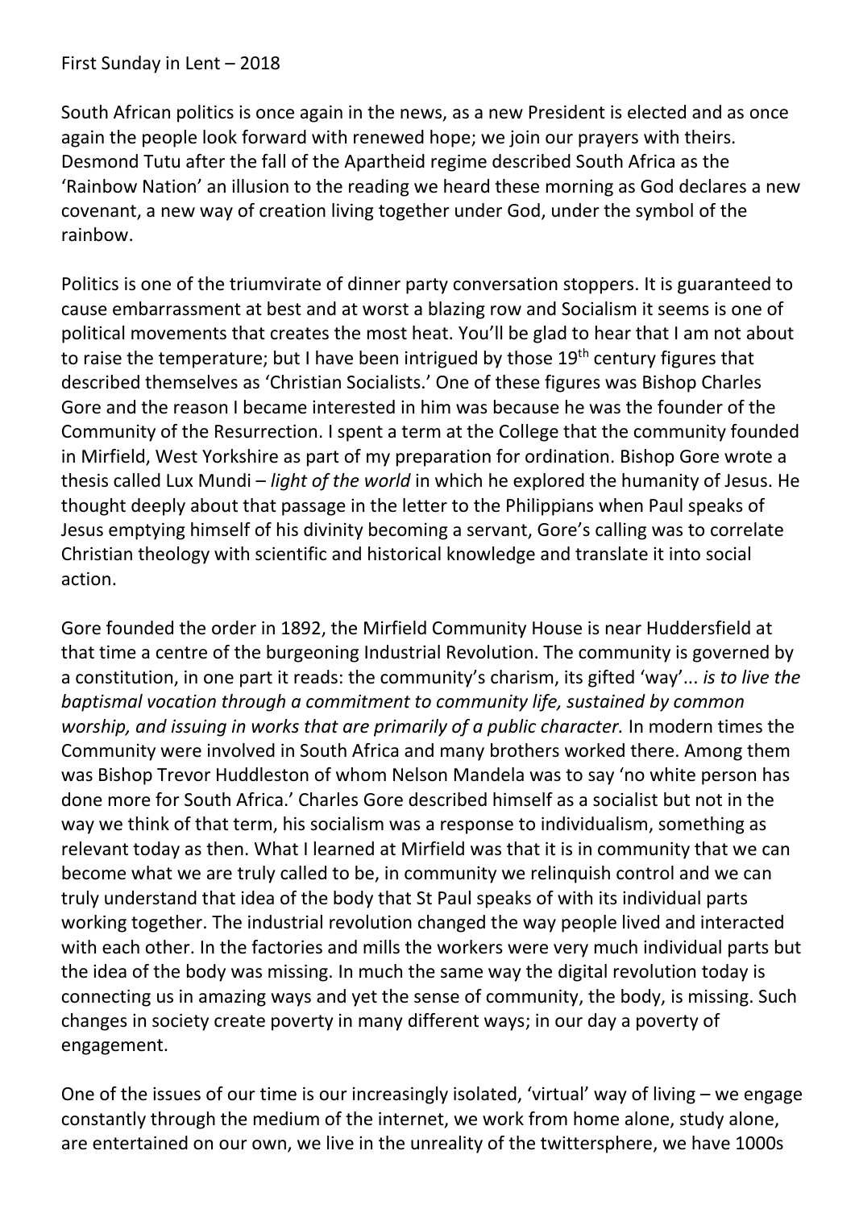First Sunday in Lent – 2018

South African politics is once again in the news, as a new President is elected and as once again the people look forward with renewed hope; we join our prayers with theirs. Desmond Tutu after the fall of the Apartheid regime described South Africa as the 'Rainbow Nation' an illusion to the reading we heard these morning as God declares a new covenant, a new way of creation living together under God, under the symbol of the rainbow.

Politics is one of the triumvirate of dinner party conversation stoppers. It is guaranteed to cause embarrassment at best and at worst a blazing row and Socialism it seems is one of political movements that creates the most heat. You'll be glad to hear that I am not about to raise the temperature; but I have been intrigued by those 19th century figures that described themselves as 'Christian Socialists.' One of these figures was Bishop Charles Gore and the reason I became interested in him was because he was the founder of the Community of the Resurrection. I spent a term at the College that the community founded in Mirfield, West Yorkshire as part of my preparation for ordination. Bishop Gore wrote a thesis called Lux Mundi – *light of the world* in which he explored the humanity of Jesus. He thought deeply about that passage in the letter to the Philippians when Paul speaks of Jesus emptying himself of his divinity becoming a servant, Gore's calling was to correlate Christian theology with scientific and historical knowledge and translate it into social action.

Gore founded the order in 1892, the Mirfield Community House is near Huddersfield at that time a centre of the burgeoning Industrial Revolution. The community is governed by a constitution, in one part it reads: the community's charism, its gifted 'way'... *is to live the baptismal vocation through a commitment to community life, sustained by common worship, and issuing in works that are primarily of a public character.* In modern times the Community were involved in South Africa and many brothers worked there. Among them was Bishop Trevor Huddleston of whom Nelson Mandela was to say 'no white person has done more for South Africa.' Charles Gore described himself as a socialist but not in the way we think of that term, his socialism was a response to individualism, something as relevant today as then. What I learned at Mirfield was that it is in community that we can become what we are truly called to be, in community we relinquish control and we can truly understand that idea of the body that St Paul speaks of with its individual parts working together. The industrial revolution changed the way people lived and interacted with each other. In the factories and mills the workers were very much individual parts but the idea of the body was missing. In much the same way the digital revolution today is connecting us in amazing ways and yet the sense of community, the body, is missing. Such changes in society create poverty in many different ways; in our day a poverty of engagement.

One of the issues of our time is our increasingly isolated, 'virtual' way of living – we engage constantly through the medium of the internet, we work from home alone, study alone, are entertained on our own, we live in the unreality of the twittersphere, we have 1000s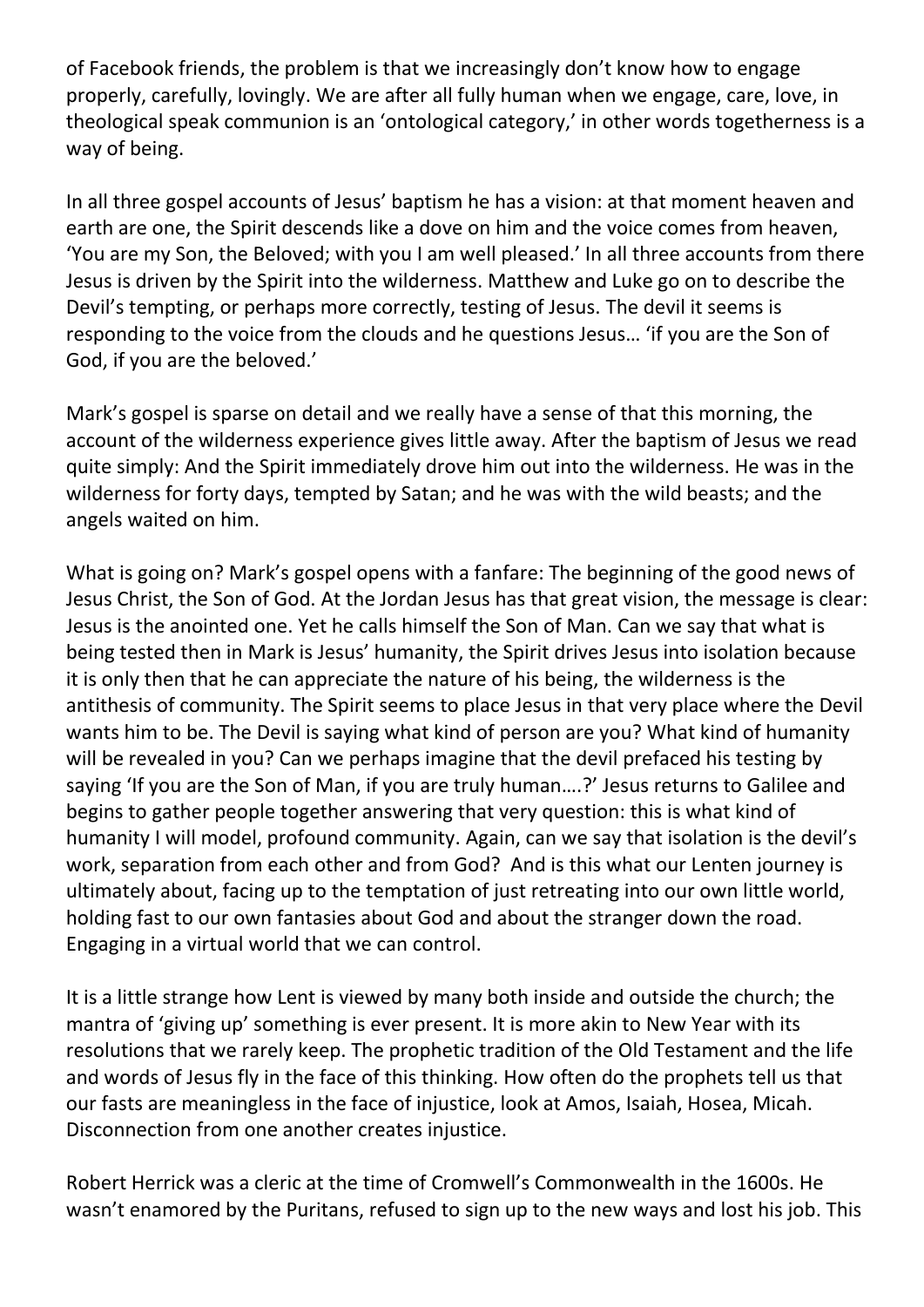of Facebook friends, the problem is that we increasingly don't know how to engage properly, carefully, lovingly. We are after all fully human when we engage, care, love, in theological speak communion is an 'ontological category,' in other words togetherness is a way of being.

In all three gospel accounts of Jesus' baptism he has a vision: at that moment heaven and earth are one, the Spirit descends like a dove on him and the voice comes from heaven, 'You are my Son, the Beloved; with you I am well pleased.' In all three accounts from there Jesus is driven by the Spirit into the wilderness. Matthew and Luke go on to describe the Devil's tempting, or perhaps more correctly, testing of Jesus. The devil it seems is responding to the voice from the clouds and he questions Jesus… 'if you are the Son of God, if you are the beloved.'

Mark's gospel is sparse on detail and we really have a sense of that this morning, the account of the wilderness experience gives little away. After the baptism of Jesus we read quite simply: And the Spirit immediately drove him out into the wilderness. He was in the wilderness for forty days, tempted by Satan; and he was with the wild beasts; and the angels waited on him.

What is going on? Mark's gospel opens with a fanfare: The beginning of the good news of Jesus Christ, the Son of God. At the Jordan Jesus has that great vision, the message is clear: Jesus is the anointed one. Yet he calls himself the Son of Man. Can we say that what is being tested then in Mark is Jesus' humanity, the Spirit drives Jesus into isolation because it is only then that he can appreciate the nature of his being, the wilderness is the antithesis of community. The Spirit seems to place Jesus in that very place where the Devil wants him to be. The Devil is saying what kind of person are you? What kind of humanity will be revealed in you? Can we perhaps imagine that the devil prefaced his testing by saying 'If you are the Son of Man, if you are truly human….?' Jesus returns to Galilee and begins to gather people together answering that very question: this is what kind of humanity I will model, profound community. Again, can we say that isolation is the devil's work, separation from each other and from God? And is this what our Lenten journey is ultimately about, facing up to the temptation of just retreating into our own little world, holding fast to our own fantasies about God and about the stranger down the road. Engaging in a virtual world that we can control.

It is a little strange how Lent is viewed by many both inside and outside the church; the mantra of 'giving up' something is ever present. It is more akin to New Year with its resolutions that we rarely keep. The prophetic tradition of the Old Testament and the life and words of Jesus fly in the face of this thinking. How often do the prophets tell us that our fasts are meaningless in the face of injustice, look at Amos, Isaiah, Hosea, Micah. Disconnection from one another creates injustice.

Robert Herrick was a cleric at the time of Cromwell's Commonwealth in the 1600s. He wasn't enamored by the Puritans, refused to sign up to the new ways and lost his job. This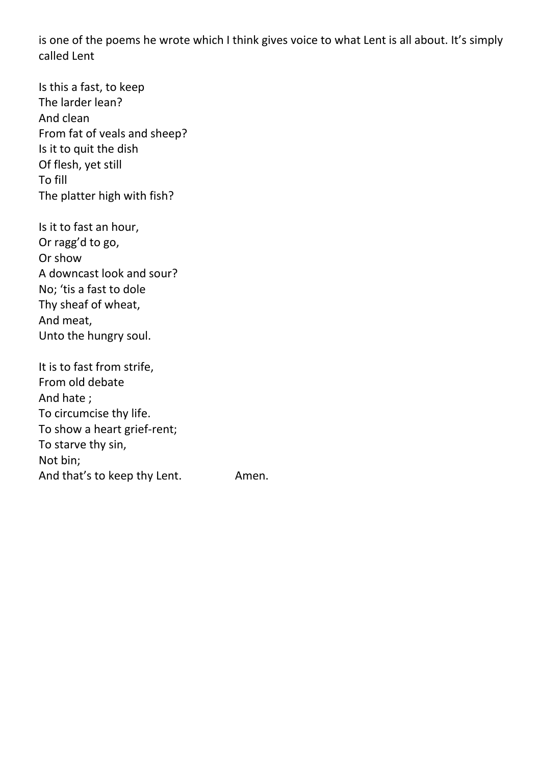is one of the poems he wrote which I think gives voice to what Lent is all about. It's simply called Lent

Is this a fast, to keep  
The larder lean?  
And clean  
From fat of veals and sheep?  
Is it to quit the dish  
Of flesh, yet still  
To fill  
The platter high with fish?

Is it to fast an hour,  
Or ragg'd to go,  
Or show  
A downcast look and sour?  
No; 'tis a fast to dole  
Thy sheaf of wheat,  
And meat,  
Unto the hungry soul.

It is to fast from strife,  
From old debate  
And hate ;  
To circumcise thy life.  
To show a heart grief-rent;  
To starve thy sin,  
Not bin;  
And that's to keep thy Lent. Amen.